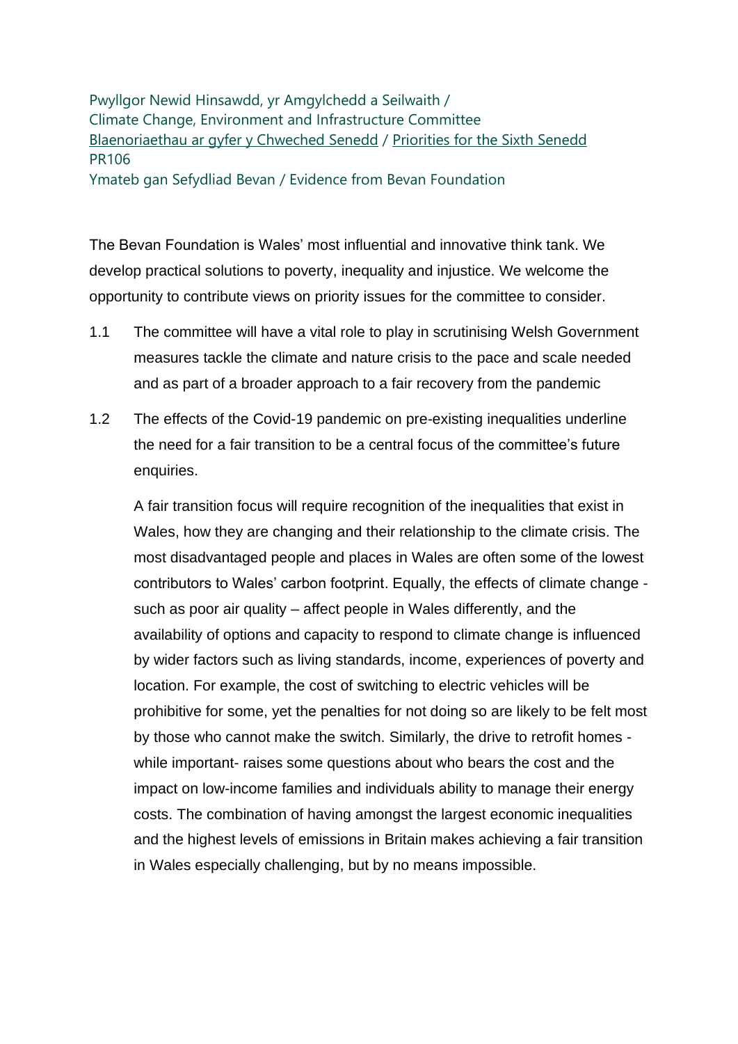Pwyllgor Newid Hinsawdd, yr Amgylchedd a Seilwaith /
Climate Change, Environment and Infrastructure Committee
Blaenoriaethau ar gyfer y Chweched Senedd / Priorities for the Sixth Senedd
PR106
Ymateb gan Sefydliad Bevan / Evidence from Bevan Foundation

The Bevan Foundation is Wales' most influential and innovative think tank. We develop practical solutions to poverty, inequality and injustice. We welcome the opportunity to contribute views on priority issues for the committee to consider.

1.1 The committee will have a vital role to play in scrutinising Welsh Government measures tackle the climate and nature crisis to the pace and scale needed and as part of a broader approach to a fair recovery from the pandemic

1.2 The effects of the Covid-19 pandemic on pre-existing inequalities underline the need for a fair transition to be a central focus of the committee's future enquiries.

A fair transition focus will require recognition of the inequalities that exist in Wales, how they are changing and their relationship to the climate crisis. The most disadvantaged people and places in Wales are often some of the lowest contributors to Wales' carbon footprint. Equally, the effects of climate change - such as poor air quality – affect people in Wales differently, and the availability of options and capacity to respond to climate change is influenced by wider factors such as living standards, income, experiences of poverty and location. For example, the cost of switching to electric vehicles will be prohibitive for some, yet the penalties for not doing so are likely to be felt most by those who cannot make the switch. Similarly, the drive to retrofit homes - while important- raises some questions about who bears the cost and the impact on low-income families and individuals ability to manage their energy costs. The combination of having amongst the largest economic inequalities and the highest levels of emissions in Britain makes achieving a fair transition in Wales especially challenging, but by no means impossible.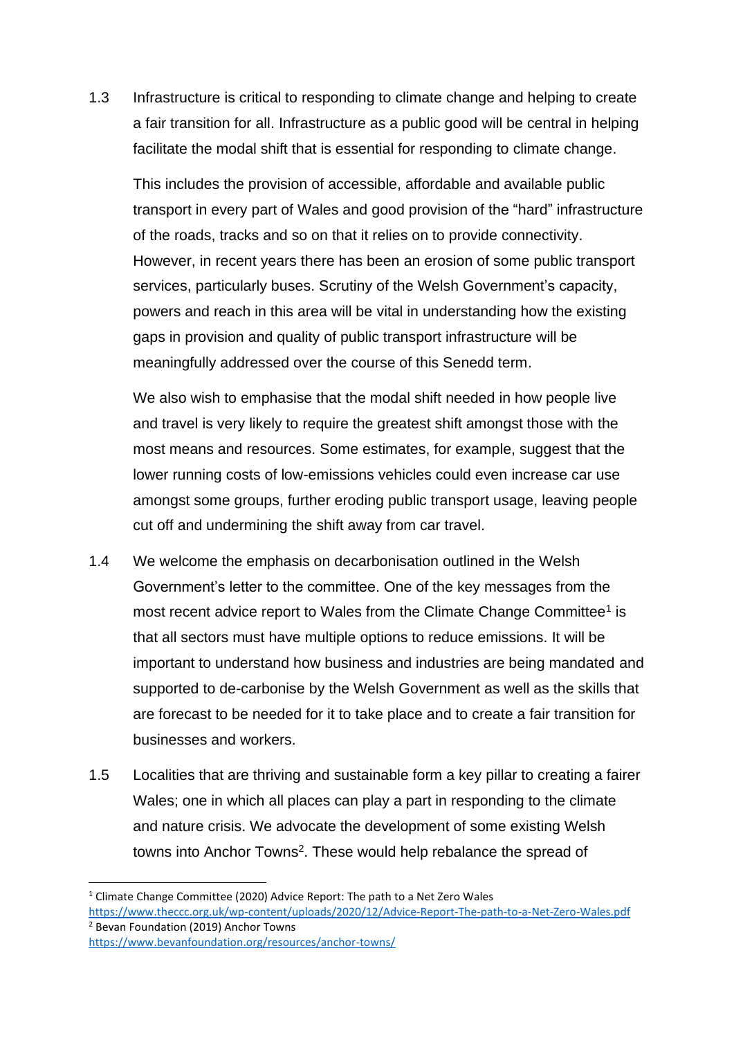1.3 Infrastructure is critical to responding to climate change and helping to create a fair transition for all. Infrastructure as a public good will be central in helping facilitate the modal shift that is essential for responding to climate change.

This includes the provision of accessible, affordable and available public transport in every part of Wales and good provision of the "hard" infrastructure of the roads, tracks and so on that it relies on to provide connectivity. However, in recent years there has been an erosion of some public transport services, particularly buses. Scrutiny of the Welsh Government's capacity, powers and reach in this area will be vital in understanding how the existing gaps in provision and quality of public transport infrastructure will be meaningfully addressed over the course of this Senedd term.

We also wish to emphasise that the modal shift needed in how people live and travel is very likely to require the greatest shift amongst those with the most means and resources. Some estimates, for example, suggest that the lower running costs of low-emissions vehicles could even increase car use amongst some groups, further eroding public transport usage, leaving people cut off and undermining the shift away from car travel.

1.4 We welcome the emphasis on decarbonisation outlined in the Welsh Government's letter to the committee. One of the key messages from the most recent advice report to Wales from the Climate Change Committee[1] is that all sectors must have multiple options to reduce emissions. It will be important to understand how business and industries are being mandated and supported to de-carbonise by the Welsh Government as well as the skills that are forecast to be needed for it to take place and to create a fair transition for businesses and workers.

1.5 Localities that are thriving and sustainable form a key pillar to creating a fairer Wales; one in which all places can play a part in responding to the climate and nature crisis. We advocate the development of some existing Welsh towns into Anchor Towns[2]. These would help rebalance the spread of

---

[1] Climate Change Committee (2020) Advice Report: The path to a Net Zero Wales https://www.theccc.org.uk/wp-content/uploads/2020/12/Advice-Report-The-path-to-a-Net-Zero-Wales.pdf

[2] Bevan Foundation (2019) Anchor Towns https://www.bevanfoundation.org/resources/anchor-towns/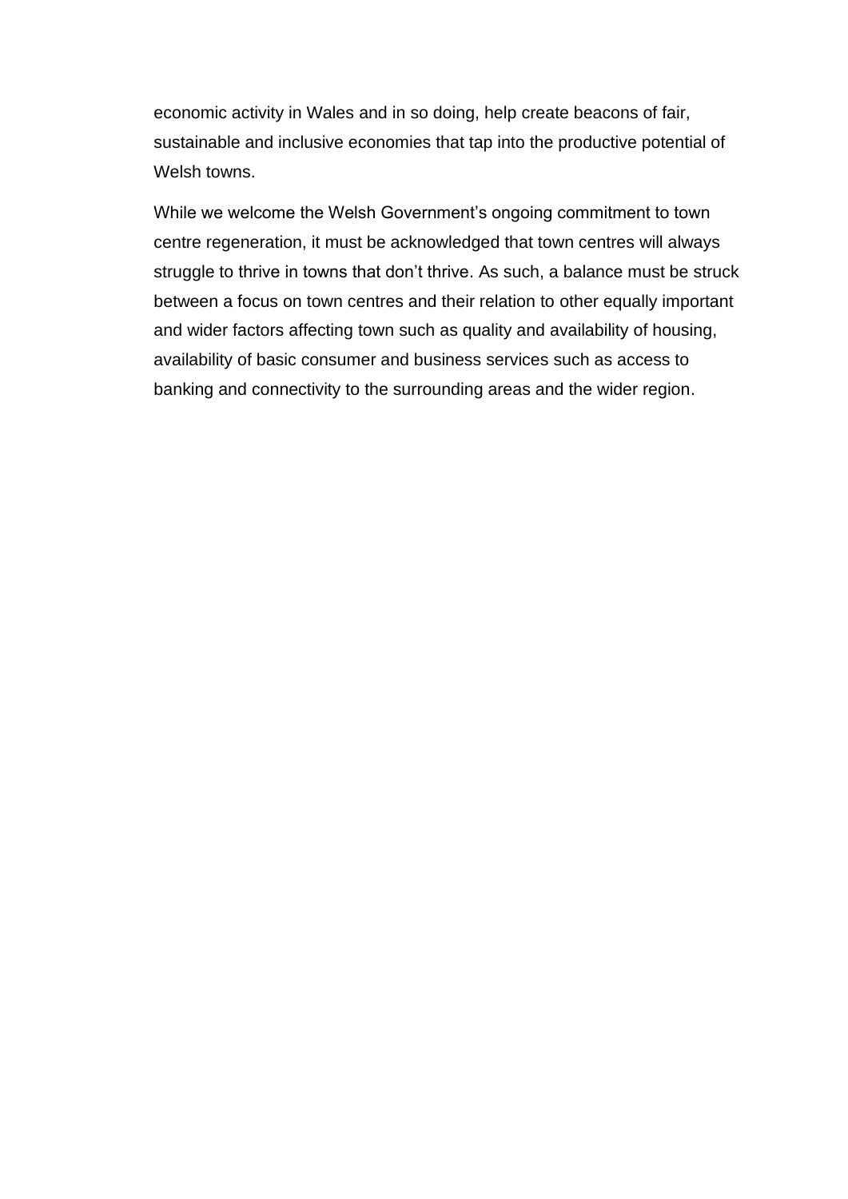economic activity in Wales and in so doing, help create beacons of fair, sustainable and inclusive economies that tap into the productive potential of Welsh towns.

While we welcome the Welsh Government’s ongoing commitment to town centre regeneration, it must be acknowledged that town centres will always struggle to thrive in towns that don’t thrive. As such, a balance must be struck between a focus on town centres and their relation to other equally important and wider factors affecting town such as quality and availability of housing, availability of basic consumer and business services such as access to banking and connectivity to the surrounding areas and the wider region.